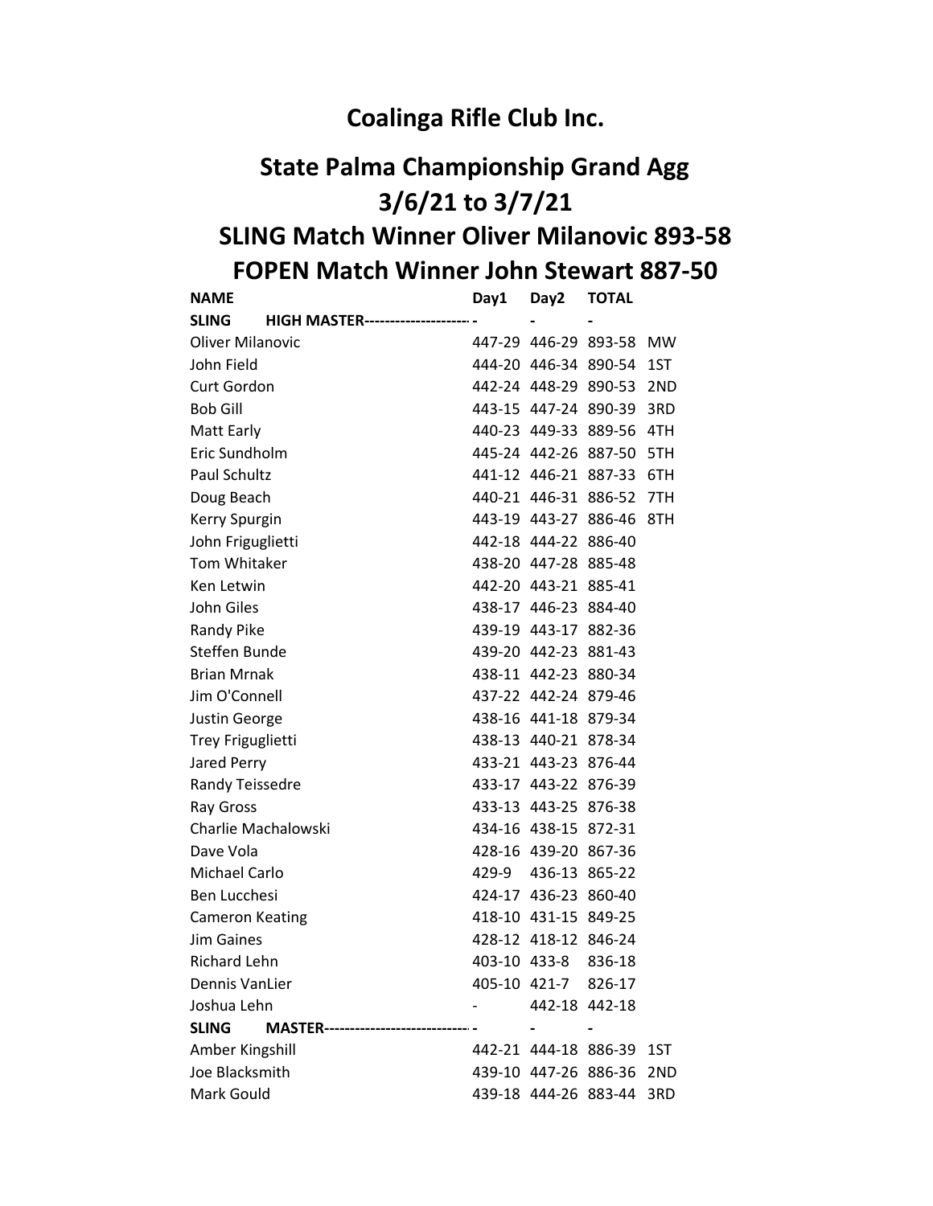# Coalinga Rifle Club Inc.

## State Palma Championship Grand Agg

## 3/6/21 to 3/7/21

## SLING Match Winner Oliver Milanovic 893-58

## FOPEN Match Winner John Stewart 887-50

| NAME | Day1 | Day2 | TOTAL | |
|---|---|---|---|---|
| **SLING HIGH MASTER--------------------** | - | - | - | |
| Oliver Milanovic | 447-29 | 446-29 | 893-58 | MW |
| John Field | 444-20 | 446-34 | 890-54 | 1ST |
| Curt Gordon | 442-24 | 448-29 | 890-53 | 2ND |
| Bob Gill | 443-15 | 447-24 | 890-39 | 3RD |
| Matt Early | 440-23 | 449-33 | 889-56 | 4TH |
| Eric Sundholm | 445-24 | 442-26 | 887-50 | 5TH |
| Paul Schultz | 441-12 | 446-21 | 887-33 | 6TH |
| Doug Beach | 440-21 | 446-31 | 886-52 | 7TH |
| Kerry Spurgin | 443-19 | 443-27 | 886-46 | 8TH |
| John Friguglietti | 442-18 | 444-22 | 886-40 | |
| Tom Whitaker | 438-20 | 447-28 | 885-48 | |
| Ken Letwin | 442-20 | 443-21 | 885-41 | |
| John Giles | 438-17 | 446-23 | 884-40 | |
| Randy Pike | 439-19 | 443-17 | 882-36 | |
| Steffen Bunde | 439-20 | 442-23 | 881-43 | |
| Brian Mrnak | 438-11 | 442-23 | 880-34 | |
| Jim O'Connell | 437-22 | 442-24 | 879-46 | |
| Justin George | 438-16 | 441-18 | 879-34 | |
| Trey Friguglietti | 438-13 | 440-21 | 878-34 | |
| Jared Perry | 433-21 | 443-23 | 876-44 | |
| Randy Teissedre | 433-17 | 443-22 | 876-39 | |
| Ray Gross | 433-13 | 443-25 | 876-38 | |
| Charlie Machalowski | 434-16 | 438-15 | 872-31 | |
| Dave Vola | 428-16 | 439-20 | 867-36 | |
| Michael Carlo | 429-9 | 436-13 | 865-22 | |
| Ben Lucchesi | 424-17 | 436-23 | 860-40 | |
| Cameron Keating | 418-10 | 431-15 | 849-25 | |
| Jim Gaines | 428-12 | 418-12 | 846-24 | |
| Richard Lehn | 403-10 | 433-8 | 836-18 | |
| Dennis VanLier | 405-10 | 421-7 | 826-17 | |
| Joshua Lehn | - | 442-18 | 442-18 | |
| **SLING MASTER----------------------------** | - | - | - | |
| Amber Kingshill | 442-21 | 444-18 | 886-39 | 1ST |
| Joe Blacksmith | 439-10 | 447-26 | 886-36 | 2ND |
| Mark Gould | 439-18 | 444-26 | 883-44 | 3RD |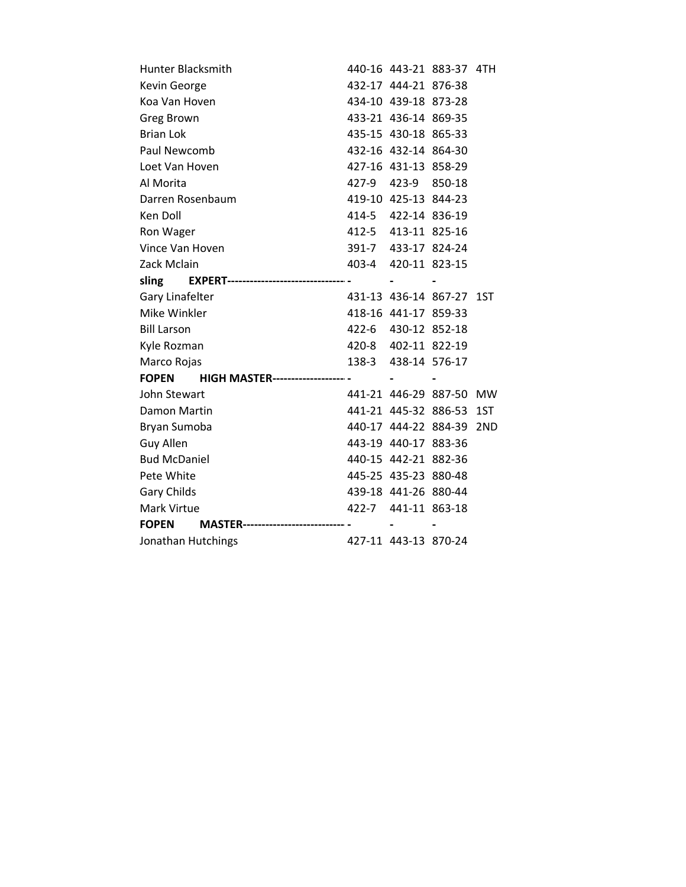| | | | | |
|---|---|---|---|---|
| Hunter Blacksmith | 440-16 | 443-21 | 883-37 | 4TH |
| Kevin George | 432-17 | 444-21 | 876-38 | |
| Koa Van Hoven | 434-10 | 439-18 | 873-28 | |
| Greg Brown | 433-21 | 436-14 | 869-35 | |
| Brian Lok | 435-15 | 430-18 | 865-33 | |
| Paul Newcomb | 432-16 | 432-14 | 864-30 | |
| Loet Van Hoven | 427-16 | 431-13 | 858-29 | |
| Al Morita | 427-9 | 423-9 | 850-18 | |
| Darren Rosenbaum | 419-10 | 425-13 | 844-23 | |
| Ken Doll | 414-5 | 422-14 | 836-19 | |
| Ron Wager | 412-5 | 413-11 | 825-16 | |
| Vince Van Hoven | 391-7 | 433-17 | 824-24 | |
| Zack Mclain | 403-4 | 420-11 | 823-15 | |
| **sling EXPERT--------------------------------** | - | - | - | |
| Gary Linafelter | 431-13 | 436-14 | 867-27 | 1ST |
| Mike Winkler | 418-16 | 441-17 | 859-33 | |
| Bill Larson | 422-6 | 430-12 | 852-18 | |
| Kyle Rozman | 420-8 | 402-11 | 822-19 | |
| Marco Rojas | 138-3 | 438-14 | 576-17 | |
| **FOPEN HIGH MASTER--------------------** | - | - | - | |
| John Stewart | 441-21 | 446-29 | 887-50 | MW |
| Damon Martin | 441-21 | 445-32 | 886-53 | 1ST |
| Bryan Sumoba | 440-17 | 444-22 | 884-39 | 2ND |
| Guy Allen | 443-19 | 440-17 | 883-36 | |
| Bud McDaniel | 440-15 | 442-21 | 882-36 | |
| Pete White | 445-25 | 435-23 | 880-48 | |
| Gary Childs | 439-18 | 441-26 | 880-44 | |
| Mark Virtue | 422-7 | 441-11 | 863-18 | |
| **FOPEN MASTER---------------------------** | - | - | - | |
| Jonathan Hutchings | 427-11 | 443-13 | 870-24 | |